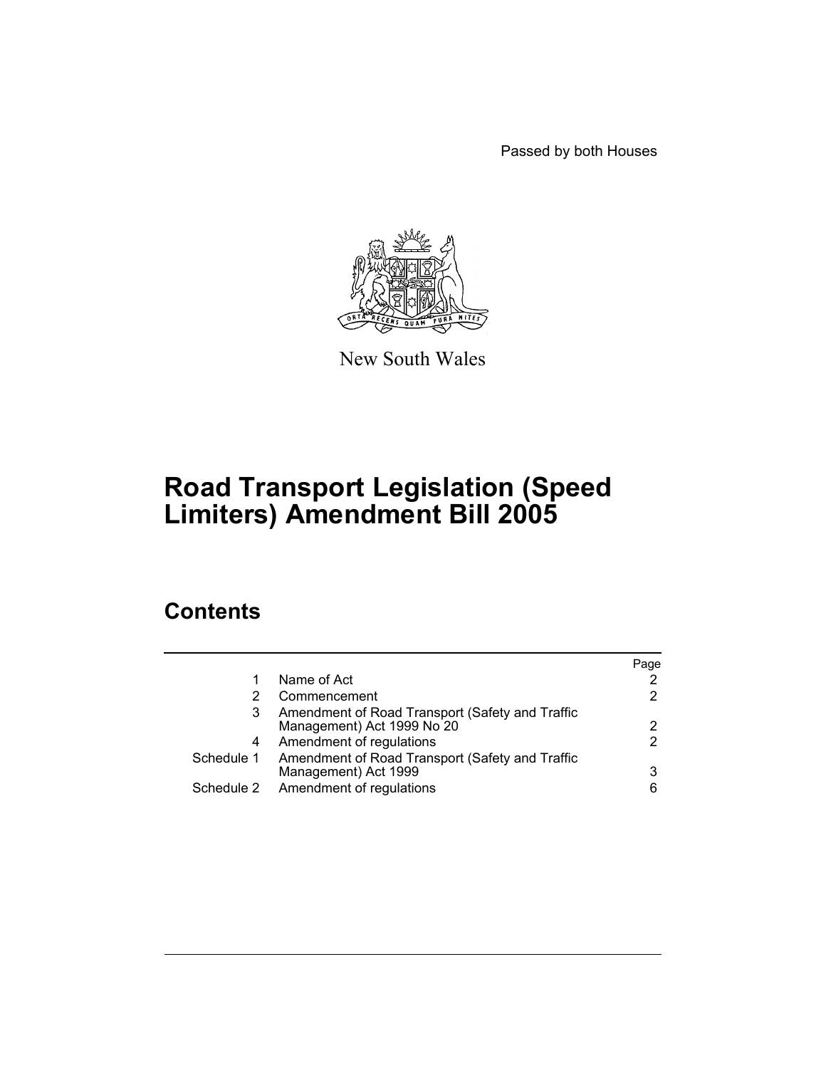Passed by both Houses

New South Wales

# Road Transport Legislation (Speed Limiters) Amendment Bill 2005

## Contents

| | | Page |
|---|---|---|
| 1 | Name of Act | 2 |
| 2 | Commencement | 2 |
| 3 | Amendment of Road Transport (Safety and Traffic Management) Act 1999 No 20 | 2 |
| 4 | Amendment of regulations | 2 |
| Schedule 1 | Amendment of Road Transport (Safety and Traffic Management) Act 1999 | 3 |
| Schedule 2 | Amendment of regulations | 6 |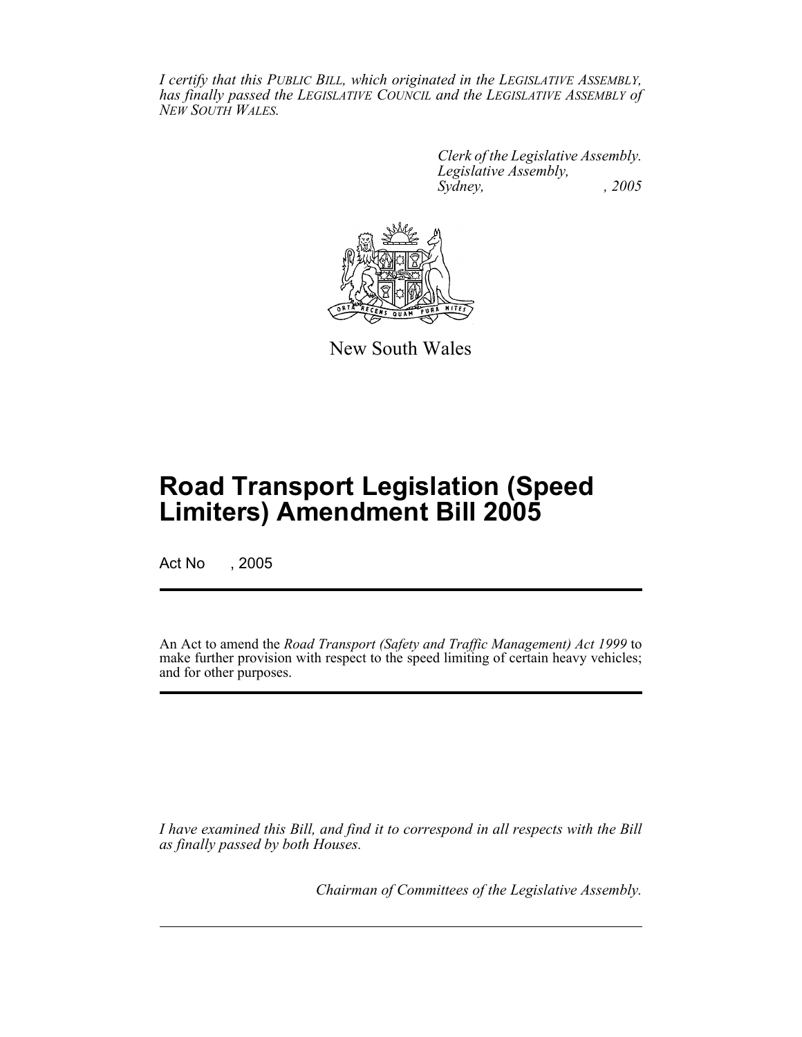*I certify that this PUBLIC BILL, which originated in the LEGISLATIVE ASSEMBLY, has finally passed the LEGISLATIVE COUNCIL and the LEGISLATIVE ASSEMBLY of NEW SOUTH WALES.*

*Clerk of the Legislative Assembly.*
*Legislative Assembly,*
*Sydney, , 2005*

New South Wales

# Road Transport Legislation (Speed Limiters) Amendment Bill 2005

Act No , 2005

An Act to amend the *Road Transport (Safety and Traffic Management) Act 1999* to make further provision with respect to the speed limiting of certain heavy vehicles; and for other purposes.

*I have examined this Bill, and find it to correspond in all respects with the Bill as finally passed by both Houses.*

*Chairman of Committees of the Legislative Assembly.*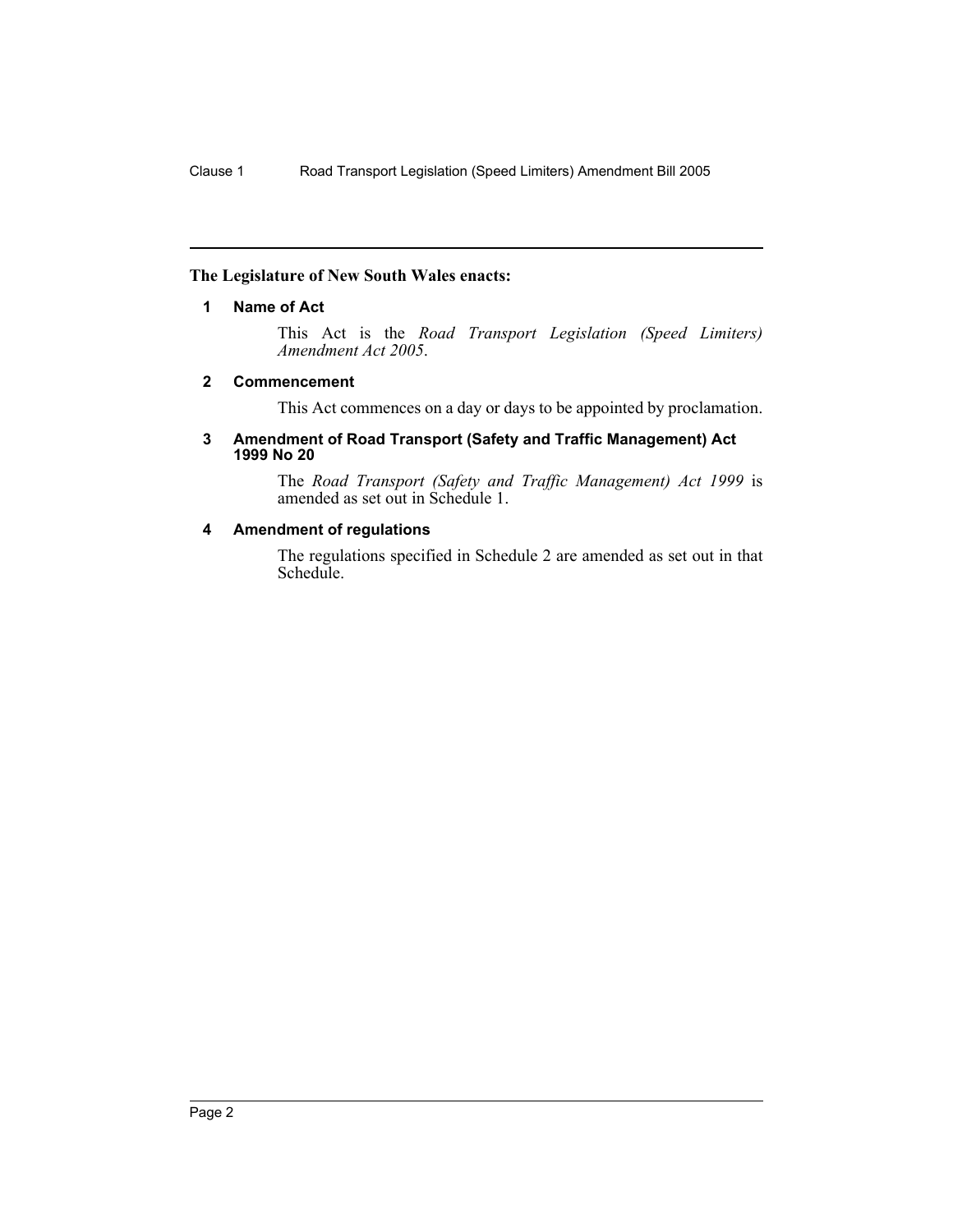**The Legislature of New South Wales enacts:**

## 1 Name of Act

This Act is the *Road Transport Legislation (Speed Limiters) Amendment Act 2005*.

## 2 Commencement

This Act commences on a day or days to be appointed by proclamation.

## 3 Amendment of Road Transport (Safety and Traffic Management) Act 1999 No 20

The *Road Transport (Safety and Traffic Management) Act 1999* is amended as set out in Schedule 1.

## 4 Amendment of regulations

The regulations specified in Schedule 2 are amended as set out in that Schedule.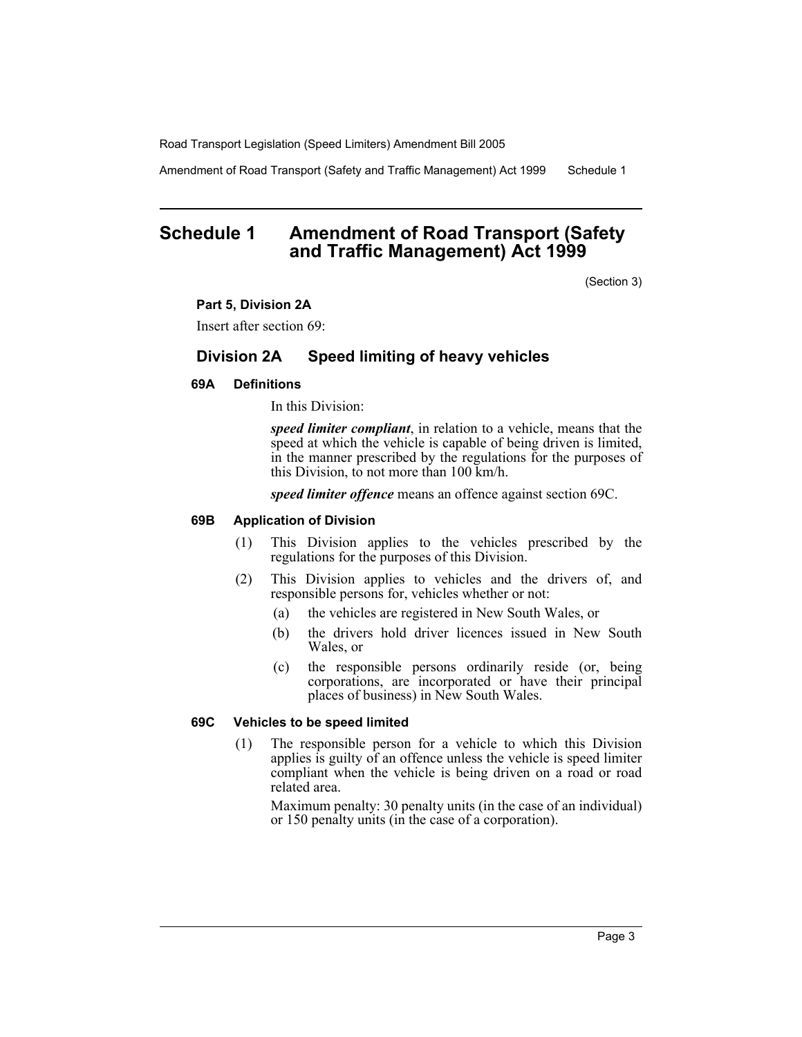# Schedule 1 Amendment of Road Transport (Safety and Traffic Management) Act 1999

(Section 3)

**Part 5, Division 2A**

Insert after section 69:

## Division 2A Speed limiting of heavy vehicles

### 69A Definitions

In this Division:

***speed limiter compliant***, in relation to a vehicle, means that the speed at which the vehicle is capable of being driven is limited, in the manner prescribed by the regulations for the purposes of this Division, to not more than 100 km/h.

***speed limiter offence*** means an offence against section 69C.

### 69B Application of Division

(1) This Division applies to the vehicles prescribed by the regulations for the purposes of this Division.

(2) This Division applies to vehicles and the drivers of, and responsible persons for, vehicles whether or not:

- (a) the vehicles are registered in New South Wales, or
- (b) the drivers hold driver licences issued in New South Wales, or
- (c) the responsible persons ordinarily reside (or, being corporations, are incorporated or have their principal places of business) in New South Wales.

### 69C Vehicles to be speed limited

(1) The responsible person for a vehicle to which this Division applies is guilty of an offence unless the vehicle is speed limiter compliant when the vehicle is being driven on a road or road related area.

Maximum penalty: 30 penalty units (in the case of an individual) or 150 penalty units (in the case of a corporation).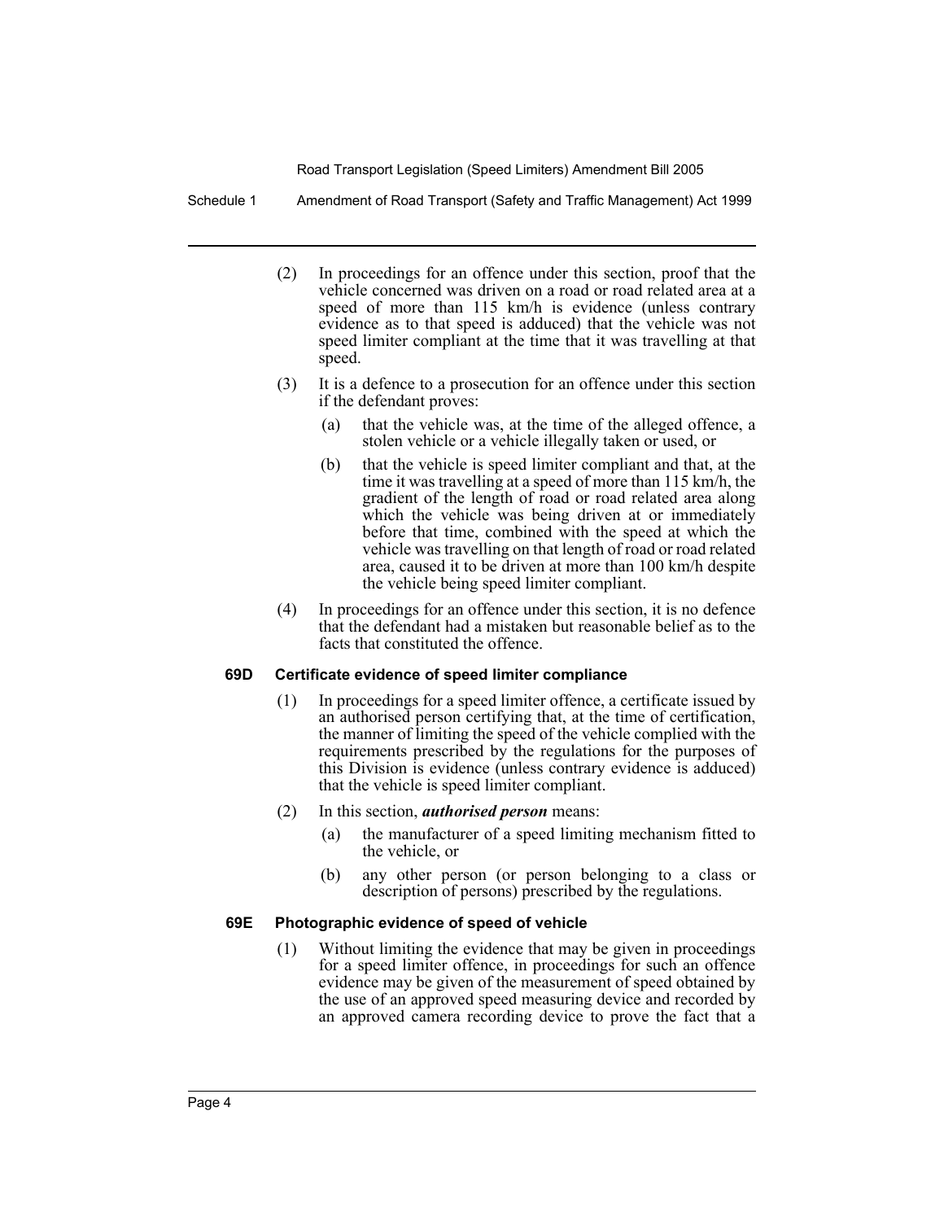(2) In proceedings for an offence under this section, proof that the vehicle concerned was driven on a road or road related area at a speed of more than 115 km/h is evidence (unless contrary evidence as to that speed is adduced) that the vehicle was not speed limiter compliant at the time that it was travelling at that speed.

(3) It is a defence to a prosecution for an offence under this section if the defendant proves:

(a) that the vehicle was, at the time of the alleged offence, a stolen vehicle or a vehicle illegally taken or used, or

(b) that the vehicle is speed limiter compliant and that, at the time it was travelling at a speed of more than 115 km/h, the gradient of the length of road or road related area along which the vehicle was being driven at or immediately before that time, combined with the speed at which the vehicle was travelling on that length of road or road related area, caused it to be driven at more than 100 km/h despite the vehicle being speed limiter compliant.

(4) In proceedings for an offence under this section, it is no defence that the defendant had a mistaken but reasonable belief as to the facts that constituted the offence.

**69D Certificate evidence of speed limiter compliance**

(1) In proceedings for a speed limiter offence, a certificate issued by an authorised person certifying that, at the time of certification, the manner of limiting the speed of the vehicle complied with the requirements prescribed by the regulations for the purposes of this Division is evidence (unless contrary evidence is adduced) that the vehicle is speed limiter compliant.

(2) In this section, ***authorised person*** means:

(a) the manufacturer of a speed limiting mechanism fitted to the vehicle, or

(b) any other person (or person belonging to a class or description of persons) prescribed by the regulations.

**69E Photographic evidence of speed of vehicle**

(1) Without limiting the evidence that may be given in proceedings for a speed limiter offence, in proceedings for such an offence evidence may be given of the measurement of speed obtained by the use of an approved speed measuring device and recorded by an approved camera recording device to prove the fact that a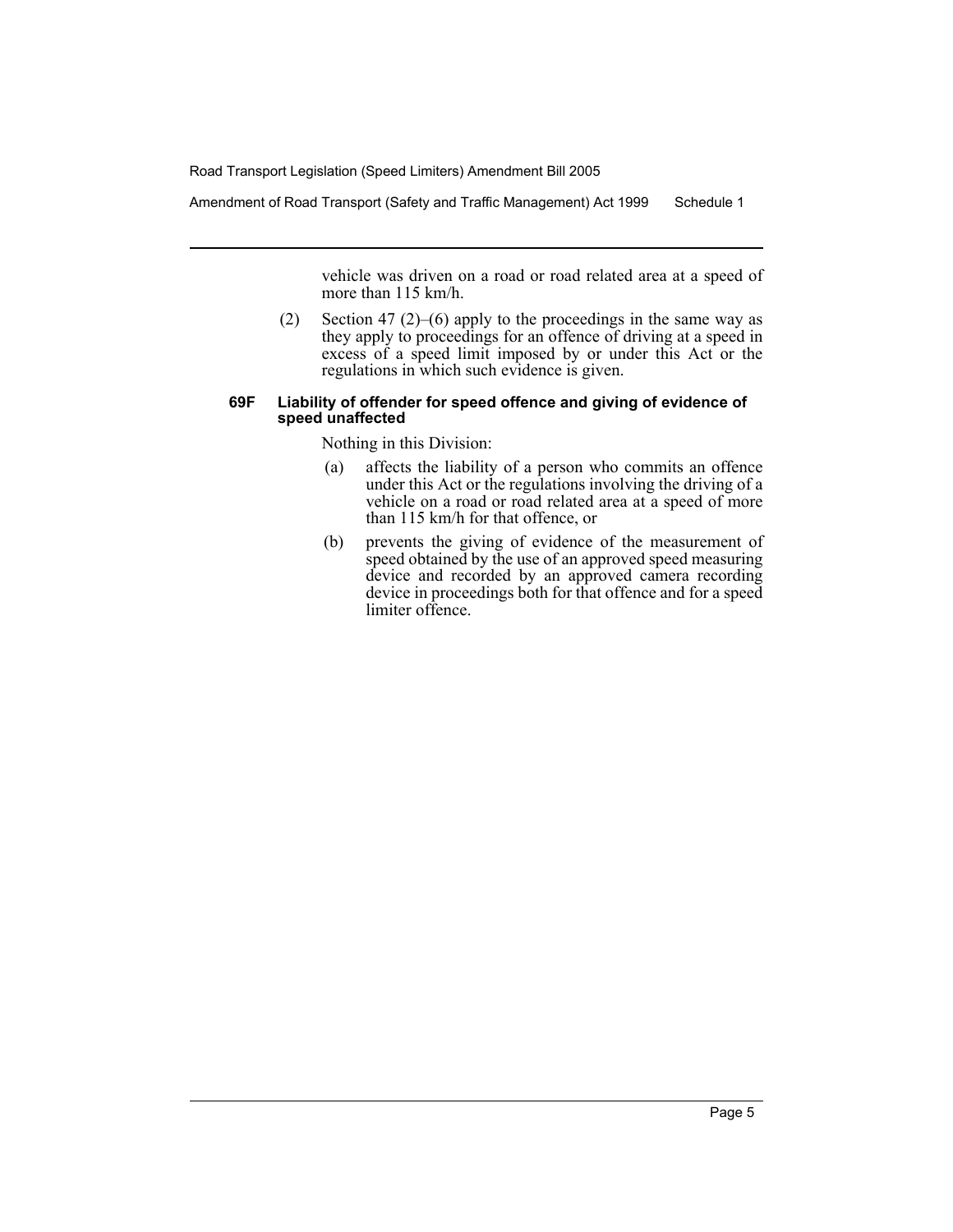vehicle was driven on a road or road related area at a speed of more than 115 km/h.

(2) Section 47 (2)–(6) apply to the proceedings in the same way as they apply to proceedings for an offence of driving at a speed in excess of a speed limit imposed by or under this Act or the regulations in which such evidence is given.

**69F Liability of offender for speed offence and giving of evidence of speed unaffected**

Nothing in this Division:

(a) affects the liability of a person who commits an offence under this Act or the regulations involving the driving of a vehicle on a road or road related area at a speed of more than 115 km/h for that offence, or

(b) prevents the giving of evidence of the measurement of speed obtained by the use of an approved speed measuring device and recorded by an approved camera recording device in proceedings both for that offence and for a speed limiter offence.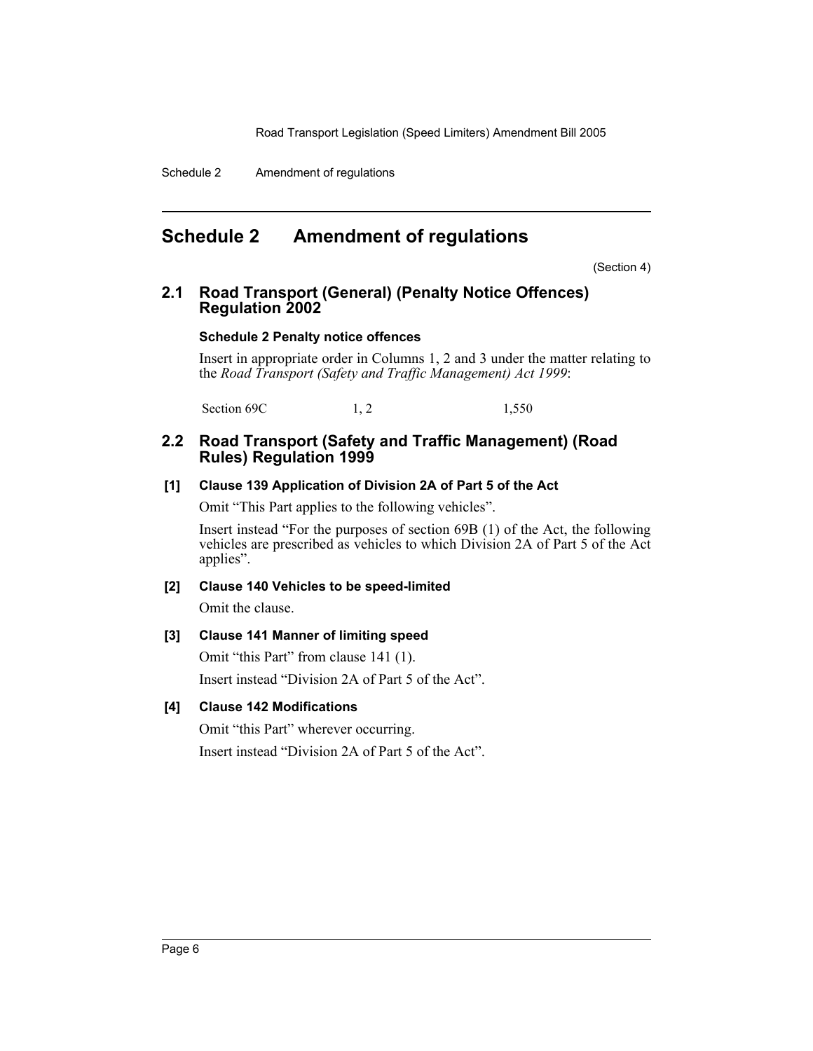# Schedule 2 Amendment of regulations

(Section 4)

## 2.1 Road Transport (General) (Penalty Notice Offences) Regulation 2002

### Schedule 2 Penalty notice offences

Insert in appropriate order in Columns 1, 2 and 3 under the matter relating to the *Road Transport (Safety and Traffic Management) Act 1999*:

| | | |
|---|---|---|
| Section 69C | 1, 2 | 1,550 |

## 2.2 Road Transport (Safety and Traffic Management) (Road Rules) Regulation 1999

### [1] Clause 139 Application of Division 2A of Part 5 of the Act

Omit "This Part applies to the following vehicles".

Insert instead "For the purposes of section 69B (1) of the Act, the following vehicles are prescribed as vehicles to which Division 2A of Part 5 of the Act applies".

### [2] Clause 140 Vehicles to be speed-limited

Omit the clause.

### [3] Clause 141 Manner of limiting speed

Omit "this Part" from clause 141 (1).

Insert instead "Division 2A of Part 5 of the Act".

### [4] Clause 142 Modifications

Omit "this Part" wherever occurring.

Insert instead "Division 2A of Part 5 of the Act".